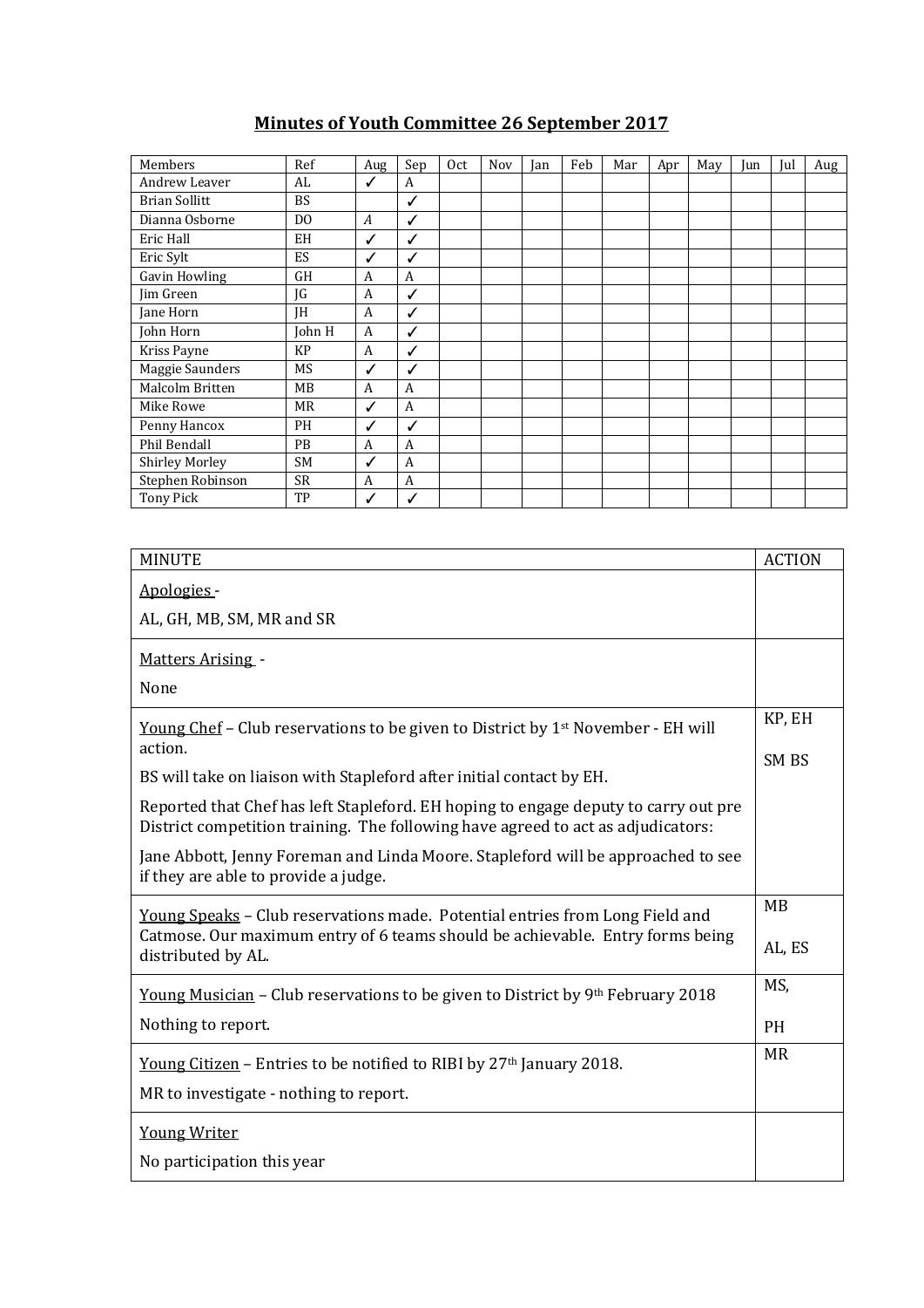# Minutes of Youth Committee 26 September 2017

| Members | Ref | Aug | Sep | Oct | Nov | Jan | Feb | Mar | Apr | May | Jun | Jul | Aug |
|---|---|---|---|---|---|---|---|---|---|---|---|---|---|
| Andrew Leaver | AL | ✓ | A | | | | | | | | | | |
| Brian Sollitt | BS | | ✓ | | | | | | | | | | |
| Dianna Osborne | DO | A | ✓ | | | | | | | | | | |
| Eric Hall | EH | ✓ | ✓ | | | | | | | | | | |
| Eric Sylt | ES | ✓ | ✓ | | | | | | | | | | |
| Gavin Howling | GH | A | A | | | | | | | | | | |
| Jim Green | JG | A | ✓ | | | | | | | | | | |
| Jane Horn | JH | A | ✓ | | | | | | | | | | |
| John Horn | John H | A | ✓ | | | | | | | | | | |
| Kriss Payne | KP | A | ✓ | | | | | | | | | | |
| Maggie Saunders | MS | ✓ | ✓ | | | | | | | | | | |
| Malcolm Britten | MB | A | A | | | | | | | | | | |
| Mike Rowe | MR | ✓ | A | | | | | | | | | | |
| Penny Hancox | PH | ✓ | ✓ | | | | | | | | | | |
| Phil Bendall | PB | A | A | | | | | | | | | | |
| Shirley Morley | SM | ✓ | A | | | | | | | | | | |
| Stephen Robinson | SR | A | A | | | | | | | | | | |
| Tony Pick | TP | ✓ | ✓ | | | | | | | | | | |

| MINUTE | ACTION |
|---|---|
| Apologies - AL, GH, MB, SM, MR and SR | |
| Matters Arising - None | |
| Young Chef – Club reservations to be given to District by 1st November - EH will action. BS will take on liaison with Stapleford after initial contact by EH. Reported that Chef has left Stapleford. EH hoping to engage deputy to carry out pre District competition training. The following have agreed to act as adjudicators: Jane Abbott, Jenny Foreman and Linda Moore. Stapleford will be approached to see if they are able to provide a judge. | KP, EH SM BS |
| Young Speaks – Club reservations made. Potential entries from Long Field and Catmose. Our maximum entry of 6 teams should be achievable. Entry forms being distributed by AL. | MB AL, ES |
| Young Musician – Club reservations to be given to District by 9th February 2018 Nothing to report. | MS, PH |
| Young Citizen – Entries to be notified to RIBI by 27th January 2018. MR to investigate - nothing to report. | MR |
| Young Writer No participation this year | |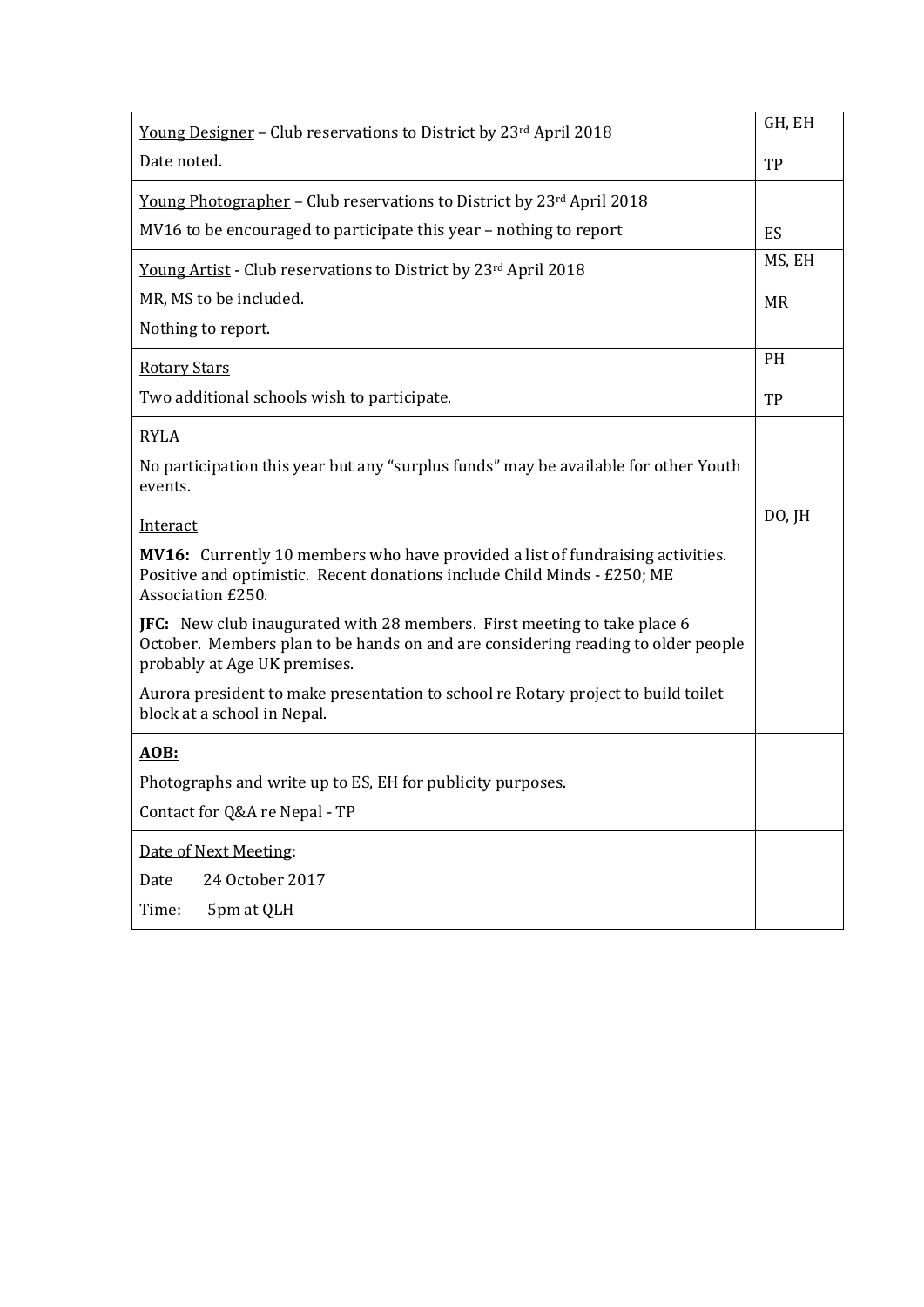| | |
|---|---|
| <u>Young Designer</u> – Club reservations to District by 23rd April 2018<br>Date noted. | GH, EH<br>TP |
| <u>Young Photographer</u> – Club reservations to District by 23rd April 2018<br>MV16 to be encouraged to participate this year – nothing to report | ES |
| <u>Young Artist</u> - Club reservations to District by 23rd April 2018<br>MR, MS to be included.<br>Nothing to report. | MS, EH<br>MR |
| <u>Rotary Stars</u><br>Two additional schools wish to participate. | PH<br>TP |
| <u>RYLA</u><br>No participation this year but any "surplus funds" may be available for other Youth events. | |
| <u>Interact</u><br>**MV16:** Currently 10 members who have provided a list of fundraising activities. Positive and optimistic. Recent donations include Child Minds - £250; ME Association £250.<br>**JFC:** New club inaugurated with 28 members. First meeting to take place 6 October. Members plan to be hands on and are considering reading to older people probably at Age UK premises.<br>Aurora president to make presentation to school re Rotary project to build toilet block at a school in Nepal. | DO, JH |
| **<u>AOB:</u>**<br>Photographs and write up to ES, EH for publicity purposes.<br>Contact for Q&A re Nepal - TP | |
| <u>Date of Next Meeting</u>:<br>Date 24 October 2017<br>Time: 5pm at QLH | |